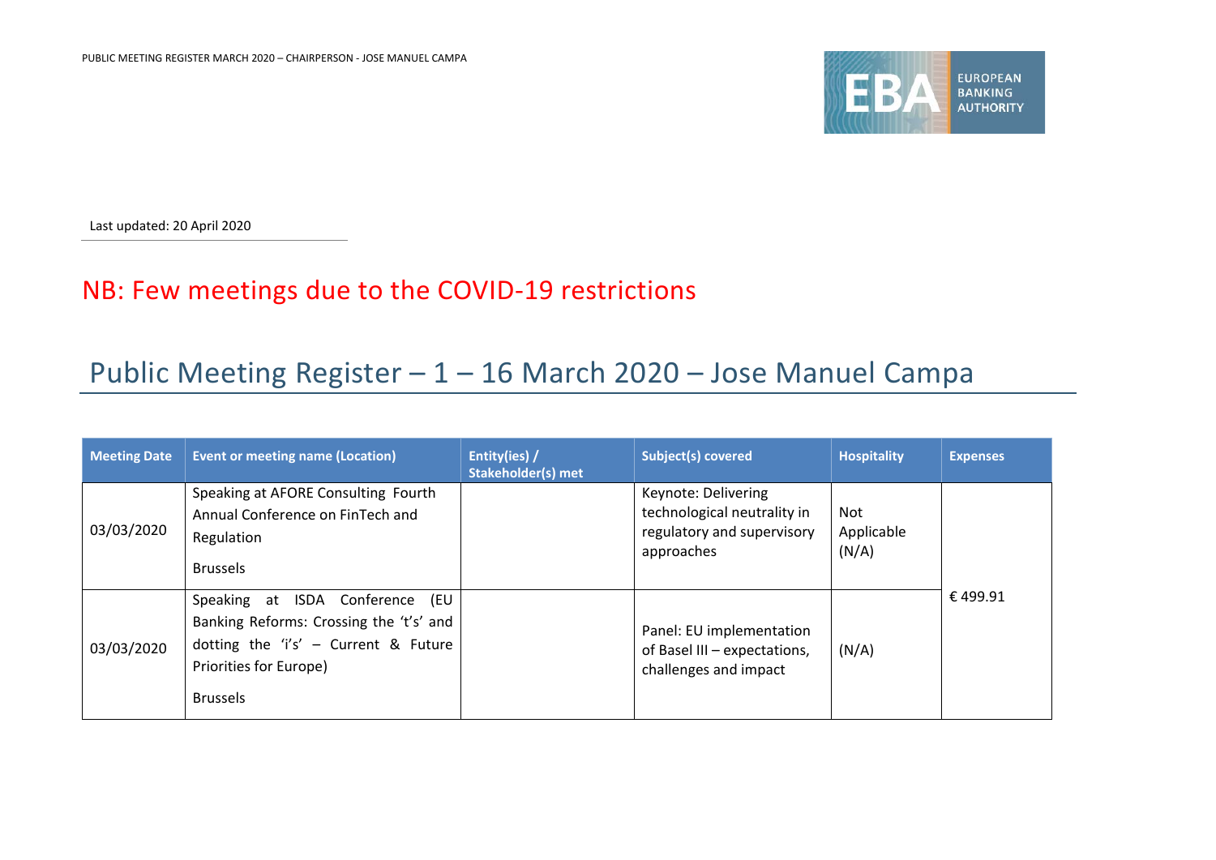Last updated: 20 April 2020

## NB: Few meetings due to the COVID-19 restrictions

# Public Meeting Register – 1 – 16 March 2020 – Jose Manuel Campa

| Meeting Date | Event or meeting name (Location) | Entity(ies) / Stakeholder(s) met | Subject(s) covered | Hospitality | Expenses |
|---|---|---|---|---|---|
| 03/03/2020 | Speaking at AFORE Consulting Fourth Annual Conference on FinTech and Regulation<br><br>Brussels | | Keynote: Delivering technological neutrality in regulatory and supervisory approaches | Not Applicable (N/A) | € 499.91 |
| 03/03/2020 | Speaking at ISDA Conference (EU Banking Reforms: Crossing the 't's' and dotting the 'i's' – Current & Future Priorities for Europe)<br><br>Brussels | | Panel: EU implementation of Basel III – expectations, challenges and impact | (N/A) | |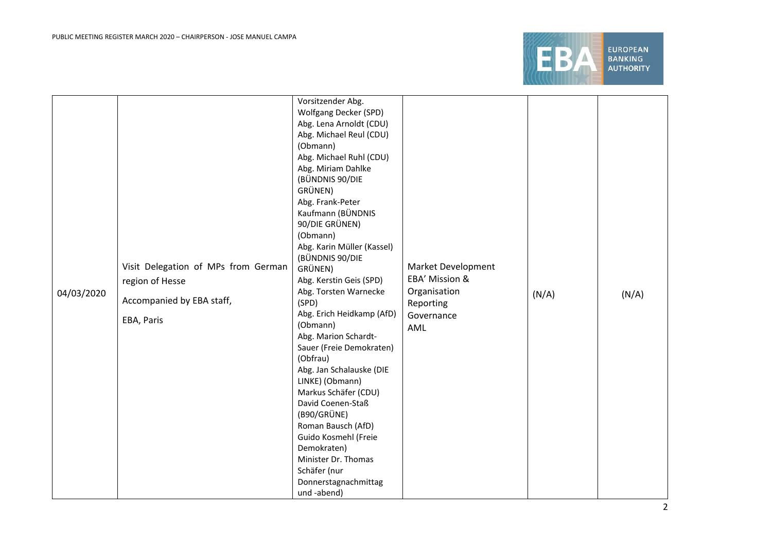| 04/03/2020 | Visit Delegation of MPs from German region of Hesse<br><br>Accompanied by EBA staff,<br><br>EBA, Paris | Vorsitzender Abg. Wolfgang Decker (SPD)<br>Abg. Lena Arnoldt (CDU)<br>Abg. Michael Reul (CDU) (Obmann)<br>Abg. Michael Ruhl (CDU)<br>Abg. Miriam Dahlke (BÜNDNIS 90/DIE GRÜNEN)<br>Abg. Frank-Peter Kaufmann (BÜNDNIS 90/DIE GRÜNEN) (Obmann)<br>Abg. Karin Müller (Kassel) (BÜNDNIS 90/DIE GRÜNEN)<br>Abg. Kerstin Geis (SPD)<br>Abg. Torsten Warnecke (SPD)<br>Abg. Erich Heidkamp (AfD) (Obmann)<br>Abg. Marion Schardt-Sauer (Freie Demokraten) (Obfrau)<br>Abg. Jan Schalauske (DIE LINKE) (Obmann)<br>Markus Schäfer (CDU)<br>David Coenen-Staß (B90/GRÜNE)<br>Roman Bausch (AfD)<br>Guido Kosmehl (Freie Demokraten)<br>Minister Dr. Thomas Schäfer (nur Donnerstagnachmittag und -abend) | Market Development<br>EBA' Mission & Organisation<br>Reporting<br>Governance<br>AML | (N/A) | (N/A) |
|---|---|---|---|---|---|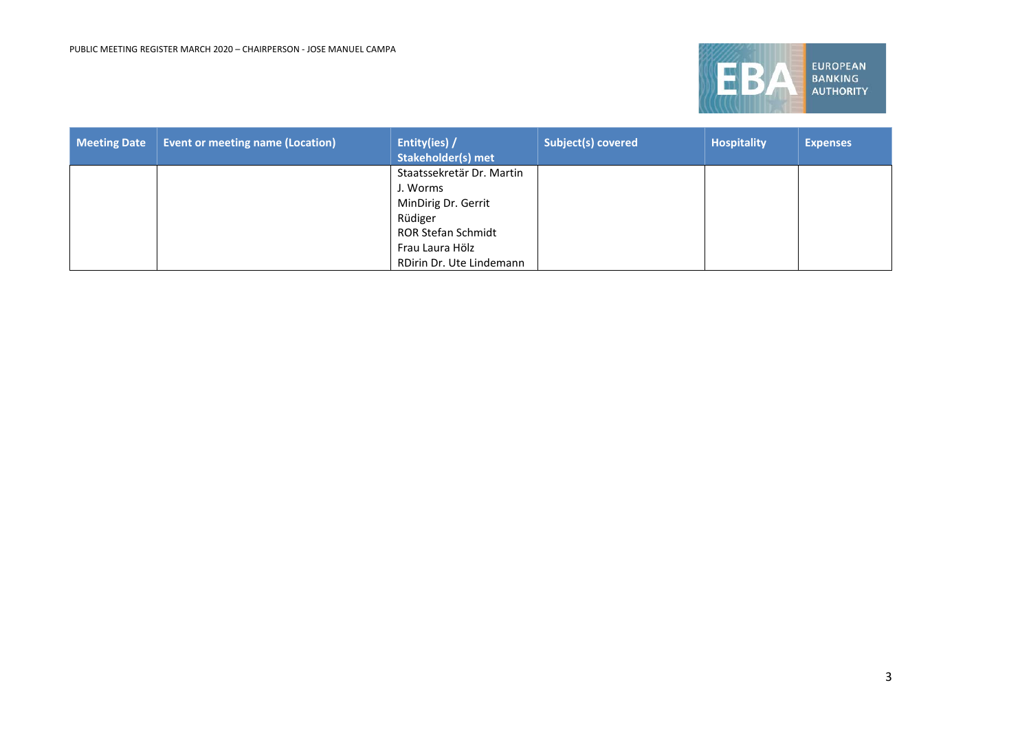| Meeting Date | Event or meeting name (Location) | Entity(ies) / Stakeholder(s) met | Subject(s) covered | Hospitality | Expenses |
|---|---|---|---|---|---|
| | | Staatssekretär Dr. Martin J. Worms<br>MinDirig Dr. Gerrit Rüdiger<br>ROR Stefan Schmidt<br>Frau Laura Hölz<br>RDirin Dr. Ute Lindemann | | | |